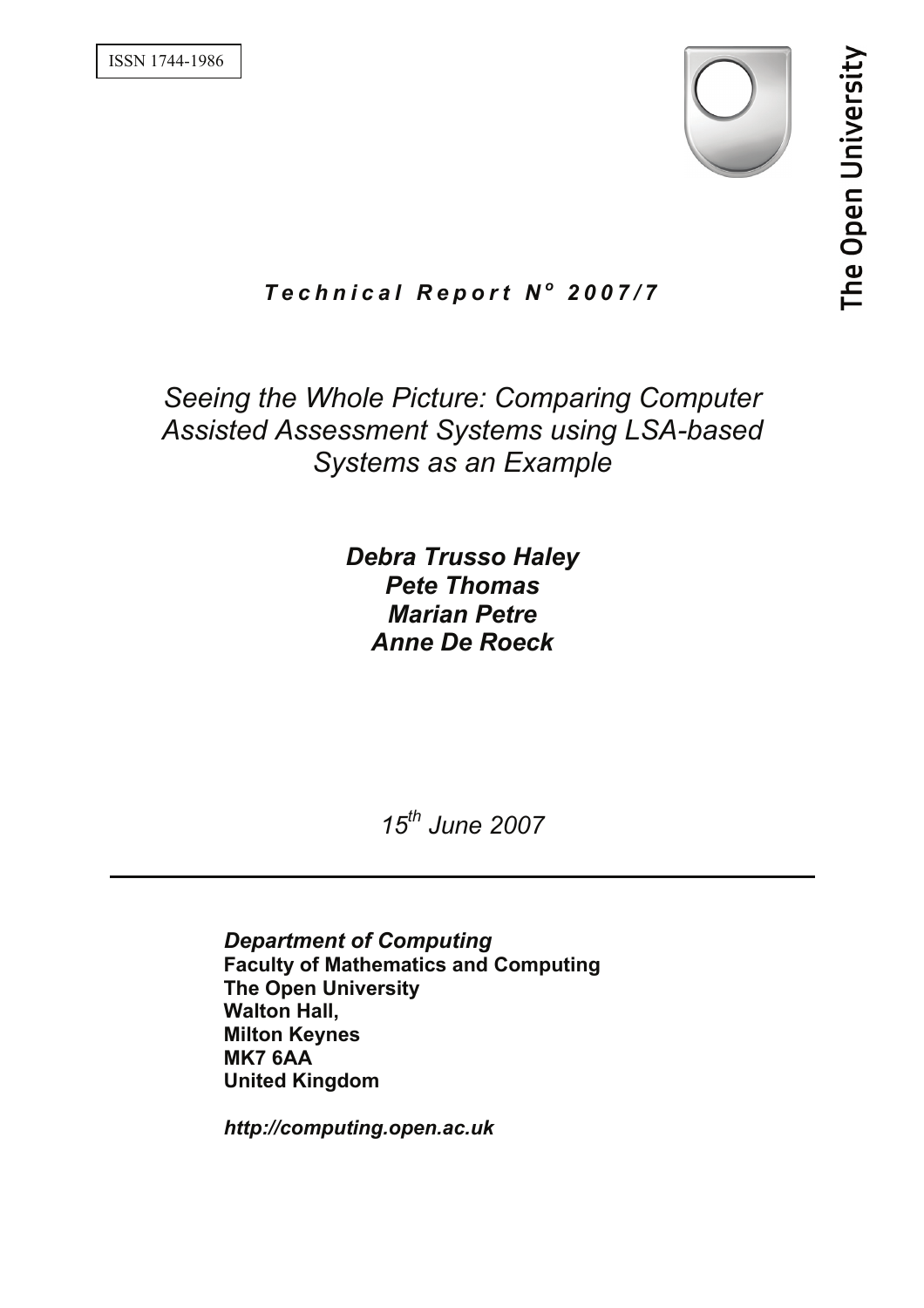ISSN 1744-1986

The Open University

***Technical Report N° 2007/7***

# *Seeing the Whole Picture: Comparing Computer Assisted Assessment Systems using LSA-based Systems as an Example*

***Debra Trusso Haley***
***Pete Thomas***
***Marian Petre***
***Anne De Roeck***

*15th June 2007*

---

***Department of Computing***
**Faculty of Mathematics and Computing**
**The Open University**
**Walton Hall,**
**Milton Keynes**
**MK7 6AA**
**United Kingdom**

***http://computing.open.ac.uk***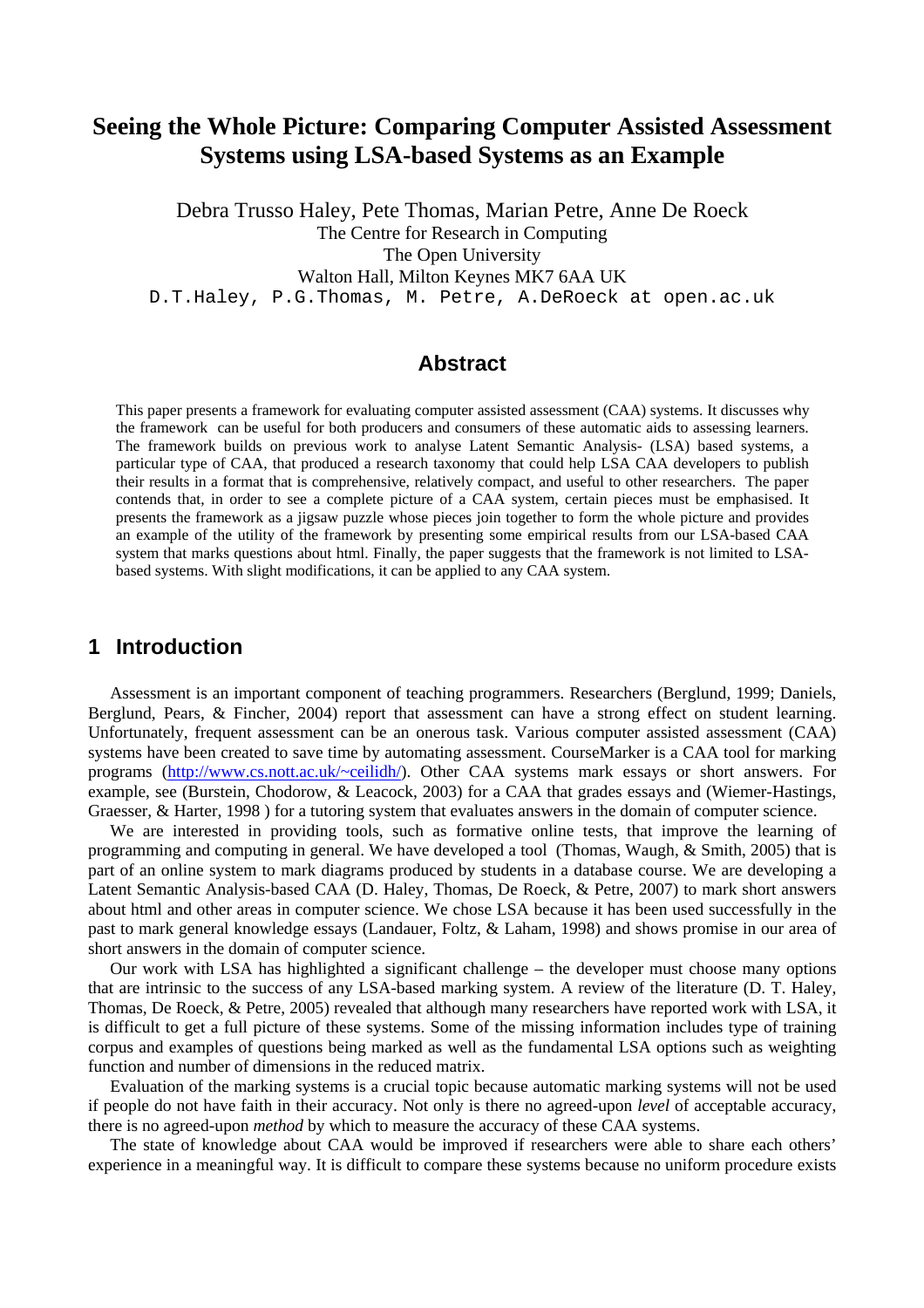# Seeing the Whole Picture: Comparing Computer Assisted Assessment Systems using LSA-based Systems as an Example

Debra Trusso Haley, Pete Thomas, Marian Petre, Anne De Roeck
The Centre for Research in Computing
The Open University
Walton Hall, Milton Keynes MK7 6AA UK
D.T.Haley, P.G.Thomas, M. Petre, A.DeRoeck at open.ac.uk

## Abstract

This paper presents a framework for evaluating computer assisted assessment (CAA) systems. It discusses why the framework can be useful for both producers and consumers of these automatic aids to assessing learners. The framework builds on previous work to analyse Latent Semantic Analysis- (LSA) based systems, a particular type of CAA, that produced a research taxonomy that could help LSA CAA developers to publish their results in a format that is comprehensive, relatively compact, and useful to other researchers. The paper contends that, in order to see a complete picture of a CAA system, certain pieces must be emphasised. It presents the framework as a jigsaw puzzle whose pieces join together to form the whole picture and provides an example of the utility of the framework by presenting some empirical results from our LSA-based CAA system that marks questions about html. Finally, the paper suggests that the framework is not limited to LSA-based systems. With slight modifications, it can be applied to any CAA system.

## 1 Introduction

Assessment is an important component of teaching programmers. Researchers (Berglund, 1999; Daniels, Berglund, Pears, & Fincher, 2004) report that assessment can have a strong effect on student learning. Unfortunately, frequent assessment can be an onerous task. Various computer assisted assessment (CAA) systems have been created to save time by automating assessment. CourseMarker is a CAA tool for marking programs (http://www.cs.nott.ac.uk/~ceilidh/). Other CAA systems mark essays or short answers. For example, see (Burstein, Chodorow, & Leacock, 2003) for a CAA that grades essays and (Wiemer-Hastings, Graesser, & Harter, 1998 ) for a tutoring system that evaluates answers in the domain of computer science.

We are interested in providing tools, such as formative online tests, that improve the learning of programming and computing in general. We have developed a tool (Thomas, Waugh, & Smith, 2005) that is part of an online system to mark diagrams produced by students in a database course. We are developing a Latent Semantic Analysis-based CAA (D. Haley, Thomas, De Roeck, & Petre, 2007) to mark short answers about html and other areas in computer science. We chose LSA because it has been used successfully in the past to mark general knowledge essays (Landauer, Foltz, & Laham, 1998) and shows promise in our area of short answers in the domain of computer science.

Our work with LSA has highlighted a significant challenge – the developer must choose many options that are intrinsic to the success of any LSA-based marking system. A review of the literature (D. T. Haley, Thomas, De Roeck, & Petre, 2005) revealed that although many researchers have reported work with LSA, it is difficult to get a full picture of these systems. Some of the missing information includes type of training corpus and examples of questions being marked as well as the fundamental LSA options such as weighting function and number of dimensions in the reduced matrix.

Evaluation of the marking systems is a crucial topic because automatic marking systems will not be used if people do not have faith in their accuracy. Not only is there no agreed-upon *level* of acceptable accuracy, there is no agreed-upon *method* by which to measure the accuracy of these CAA systems.

The state of knowledge about CAA would be improved if researchers were able to share each others' experience in a meaningful way. It is difficult to compare these systems because no uniform procedure exists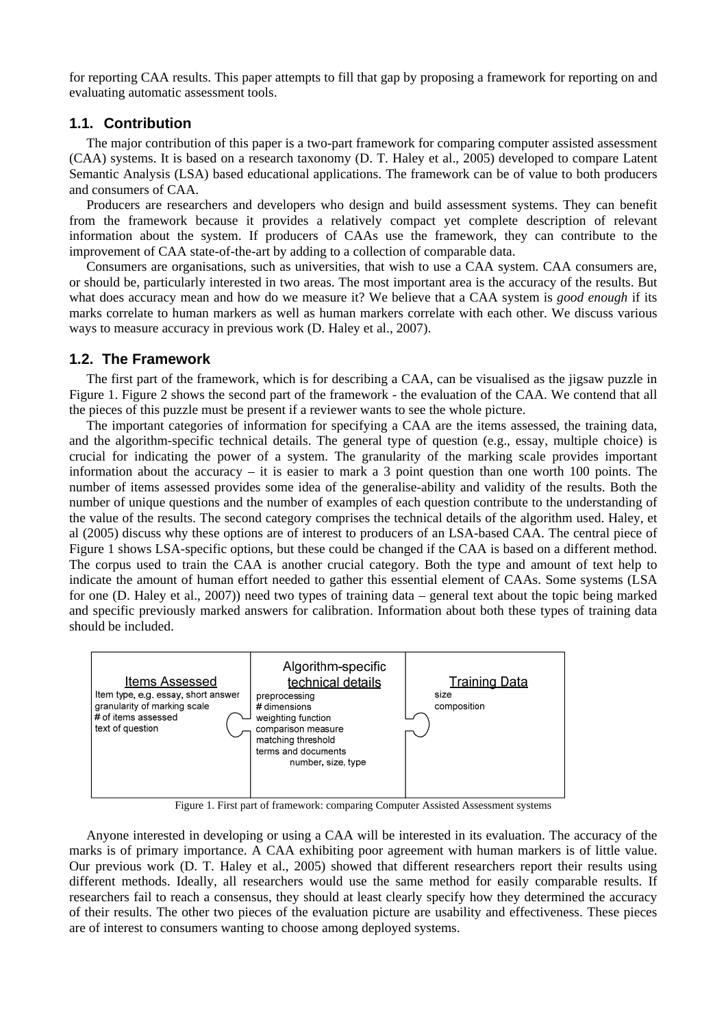for reporting CAA results. This paper attempts to fill that gap by proposing a framework for reporting on and evaluating automatic assessment tools.

### 1.1. Contribution

The major contribution of this paper is a two-part framework for comparing computer assisted assessment (CAA) systems. It is based on a research taxonomy (D. T. Haley et al., 2005) developed to compare Latent Semantic Analysis (LSA) based educational applications. The framework can be of value to both producers and consumers of CAA.

Producers are researchers and developers who design and build assessment systems. They can benefit from the framework because it provides a relatively compact yet complete description of relevant information about the system. If producers of CAAs use the framework, they can contribute to the improvement of CAA state-of-the-art by adding to a collection of comparable data.

Consumers are organisations, such as universities, that wish to use a CAA system. CAA consumers are, or should be, particularly interested in two areas. The most important area is the accuracy of the results. But what does accuracy mean and how do we measure it? We believe that a CAA system is *good enough* if its marks correlate to human markers as well as human markers correlate with each other. We discuss various ways to measure accuracy in previous work (D. Haley et al., 2007).

### 1.2. The Framework

The first part of the framework, which is for describing a CAA, can be visualised as the jigsaw puzzle in Figure 1. Figure 2 shows the second part of the framework - the evaluation of the CAA. We contend that all the pieces of this puzzle must be present if a reviewer wants to see the whole picture.

The important categories of information for specifying a CAA are the items assessed, the training data, and the algorithm-specific technical details. The general type of question (e.g., essay, multiple choice) is crucial for indicating the power of a system. The granularity of the marking scale provides important information about the accuracy – it is easier to mark a 3 point question than one worth 100 points. The number of items assessed provides some idea of the generalise-ability and validity of the results. Both the number of unique questions and the number of examples of each question contribute to the understanding of the value of the results. The second category comprises the technical details of the algorithm used. Haley, et al (2005) discuss why these options are of interest to producers of an LSA-based CAA. The central piece of Figure 1 shows LSA-specific options, but these could be changed if the CAA is based on a different method. The corpus used to train the CAA is another crucial category. Both the type and amount of text help to indicate the amount of human effort needed to gather this essential element of CAAs. Some systems (LSA for one (D. Haley et al., 2007)) need two types of training data – general text about the topic being marked and specific previously marked answers for calibration. Information about both these types of training data should be included.

| Items Assessed | Algorithm-specific technical details | Training Data |
|---|---|---|
| Item type, e.g. essay, short answer<br>granularity of marking scale<br># of items assessed<br>text of question | preprocessing<br># dimensions<br>weighting function<br>comparison measure<br>matching threshold<br>terms and documents<br>number, size, type | size<br>composition |

Figure 1. First part of framework: comparing Computer Assisted Assessment systems

Anyone interested in developing or using a CAA will be interested in its evaluation. The accuracy of the marks is of primary importance. A CAA exhibiting poor agreement with human markers is of little value. Our previous work (D. T. Haley et al., 2005) showed that different researchers report their results using different methods. Ideally, all researchers would use the same method for easily comparable results. If researchers fail to reach a consensus, they should at least clearly specify how they determined the accuracy of their results. The other two pieces of the evaluation picture are usability and effectiveness. These pieces are of interest to consumers wanting to choose among deployed systems.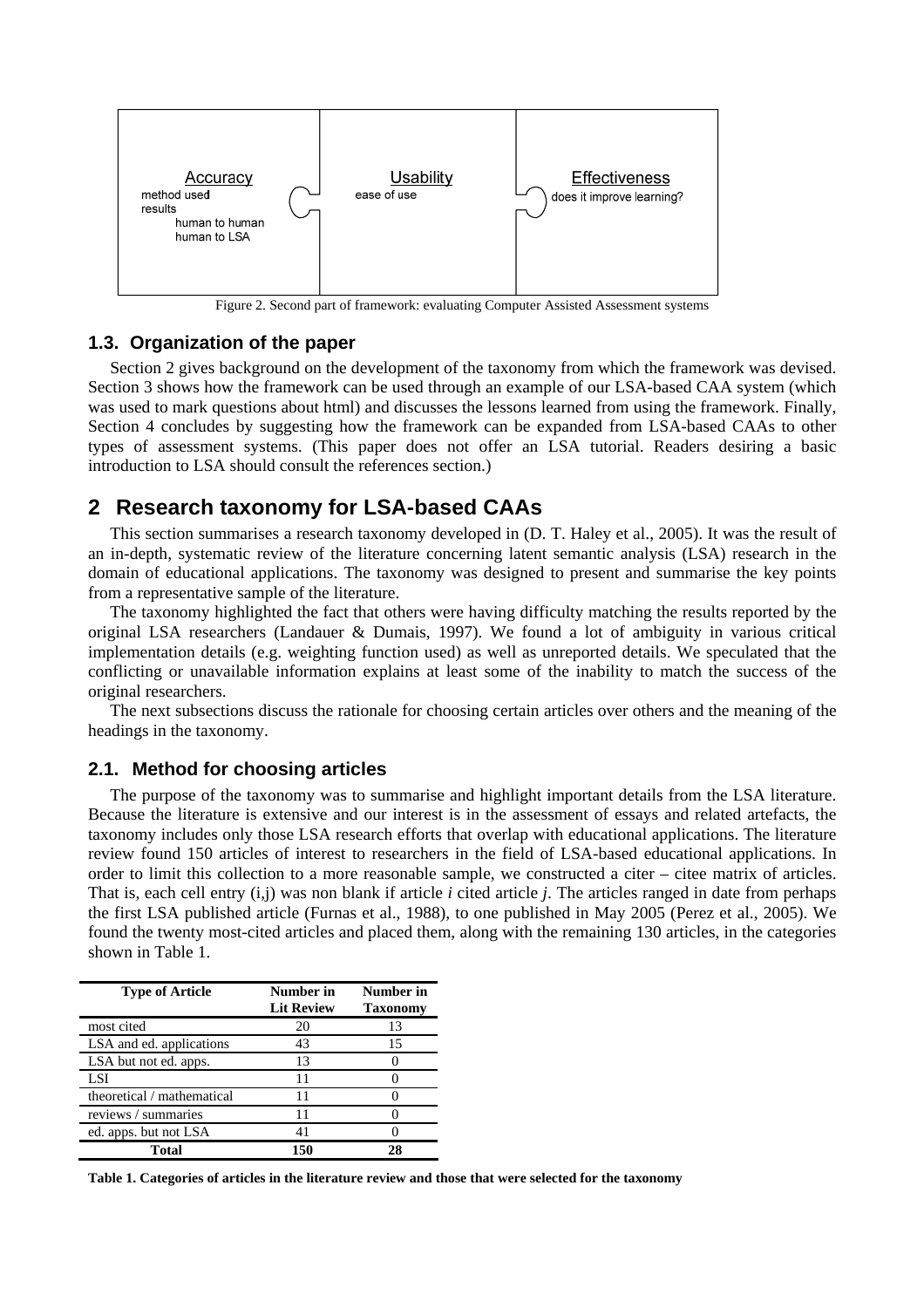Accuracy
method used
results
human to human
human to LSA

Usability
ease of use

Effectiveness
does it improve learning?

Figure 2. Second part of framework: evaluating Computer Assisted Assessment systems

### 1.3. Organization of the paper

Section 2 gives background on the development of the taxonomy from which the framework was devised. Section 3 shows how the framework can be used through an example of our LSA-based CAA system (which was used to mark questions about html) and discusses the lessons learned from using the framework. Finally, Section 4 concludes by suggesting how the framework can be expanded from LSA-based CAAs to other types of assessment systems. (This paper does not offer an LSA tutorial. Readers desiring a basic introduction to LSA should consult the references section.)

## 2 Research taxonomy for LSA-based CAAs

This section summarises a research taxonomy developed in (D. T. Haley et al., 2005). It was the result of an in-depth, systematic review of the literature concerning latent semantic analysis (LSA) research in the domain of educational applications. The taxonomy was designed to present and summarise the key points from a representative sample of the literature.

The taxonomy highlighted the fact that others were having difficulty matching the results reported by the original LSA researchers (Landauer & Dumais, 1997). We found a lot of ambiguity in various critical implementation details (e.g. weighting function used) as well as unreported details. We speculated that the conflicting or unavailable information explains at least some of the inability to match the success of the original researchers.

The next subsections discuss the rationale for choosing certain articles over others and the meaning of the headings in the taxonomy.

### 2.1. Method for choosing articles

The purpose of the taxonomy was to summarise and highlight important details from the LSA literature. Because the literature is extensive and our interest is in the assessment of essays and related artefacts, the taxonomy includes only those LSA research efforts that overlap with educational applications. The literature review found 150 articles of interest to researchers in the field of LSA-based educational applications. In order to limit this collection to a more reasonable sample, we constructed a citer – citee matrix of articles. That is, each cell entry (i,j) was non blank if article *i* cited article *j*. The articles ranged in date from perhaps the first LSA published article (Furnas et al., 1988), to one published in May 2005 (Perez et al., 2005). We found the twenty most-cited articles and placed them, along with the remaining 130 articles, in the categories shown in Table 1.

| Type of Article | Number in Lit Review | Number in Taxonomy |
|---|---|---|
| most cited | 20 | 13 |
| LSA and ed. applications | 43 | 15 |
| LSA but not ed. apps. | 13 | 0 |
| LSI | 11 | 0 |
| theoretical / mathematical | 11 | 0 |
| reviews / summaries | 11 | 0 |
| ed. apps. but not LSA | 41 | 0 |
| **Total** | **150** | **28** |

**Table 1. Categories of articles in the literature review and those that were selected for the taxonomy**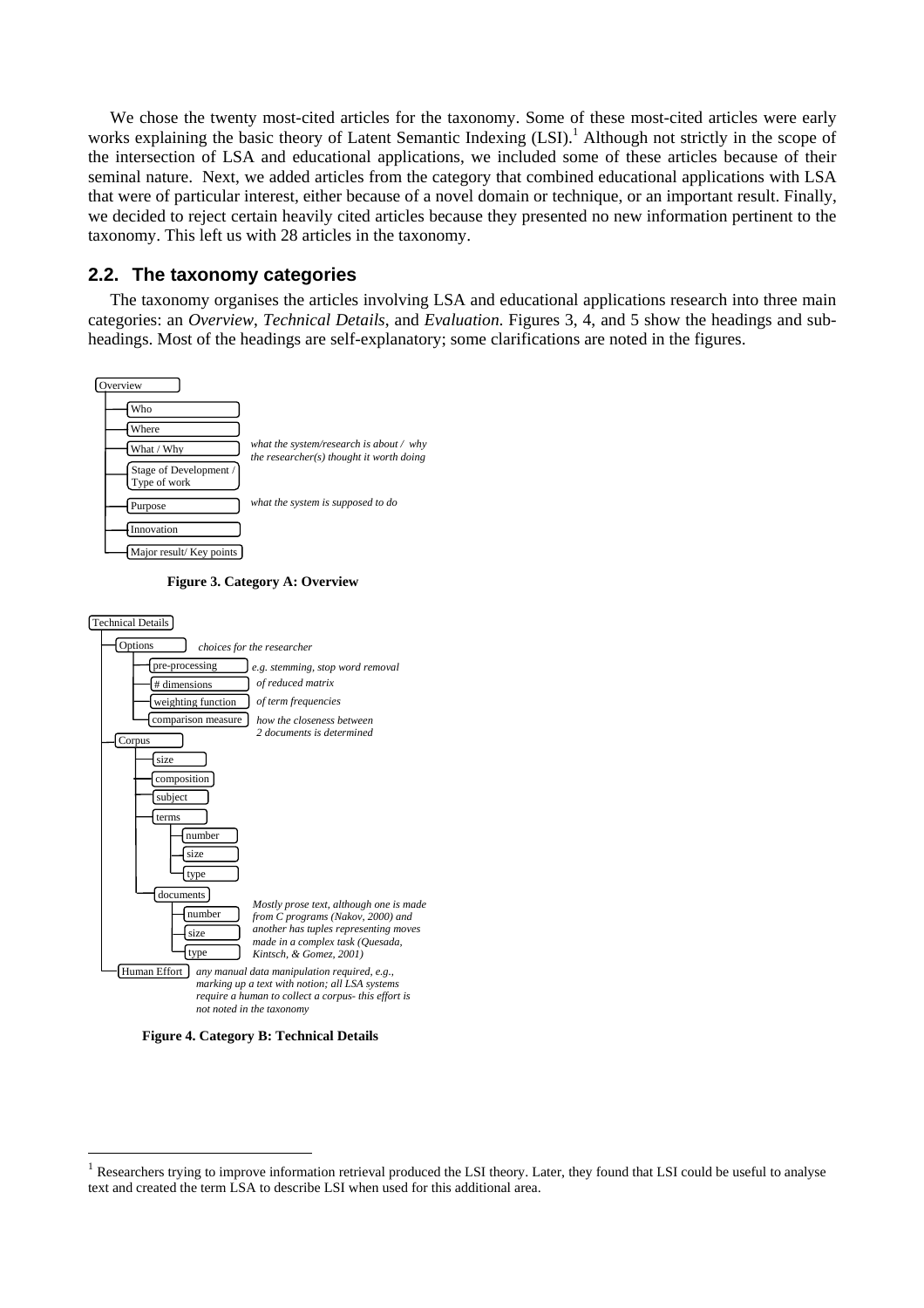We chose the twenty most-cited articles for the taxonomy. Some of these most-cited articles were early works explaining the basic theory of Latent Semantic Indexing (LSI).[1] Although not strictly in the scope of the intersection of LSA and educational applications, we included some of these articles because of their seminal nature. Next, we added articles from the category that combined educational applications with LSA that were of particular interest, either because of a novel domain or technique, or an important result. Finally, we decided to reject certain heavily cited articles because they presented no new information pertinent to the taxonomy. This left us with 28 articles in the taxonomy.

## 2.2. The taxonomy categories

The taxonomy organises the articles involving LSA and educational applications research into three main categories: an *Overview*, *Technical Details*, and *Evaluation*. Figures 3, 4, and 5 show the headings and sub-headings. Most of the headings are self-explanatory; some clarifications are noted in the figures.

- Overview
  - Who
  - Where
  - What / Why — *what the system/research is about / why the researcher(s) thought it worth doing*
  - Stage of Development / Type of work
  - Purpose — *what the system is supposed to do*
  - Innovation
  - Major result/ Key points

**Figure 3. Category A: Overview**

- Technical Details
  - Options — *choices for the researcher*
    - pre-processing — *e.g. stemming, stop word removal*
    - # dimensions — *of reduced matrix*
    - weighting function — *of term frequencies*
    - comparison measure — *how the closeness between 2 documents is determined*
  - Corpus
    - size
    - composition
    - subject
    - terms
      - number
      - size
      - type
    - documents — *Mostly prose text, although one is made from C programs (Nakov, 2000) and another has tuples representing moves made in a complex task (Quesada, Kintsch, & Gomez, 2001)*
      - number
      - size
      - type
  - Human Effort — *any manual data manipulation required, e.g., marking up a text with notion; all LSA systems require a human to collect a corpus- this effort is not noted in the taxonomy*

**Figure 4. Category B: Technical Details**

---

[1] Researchers trying to improve information retrieval produced the LSI theory. Later, they found that LSI could be useful to analyse text and created the term LSA to describe LSI when used for this additional area.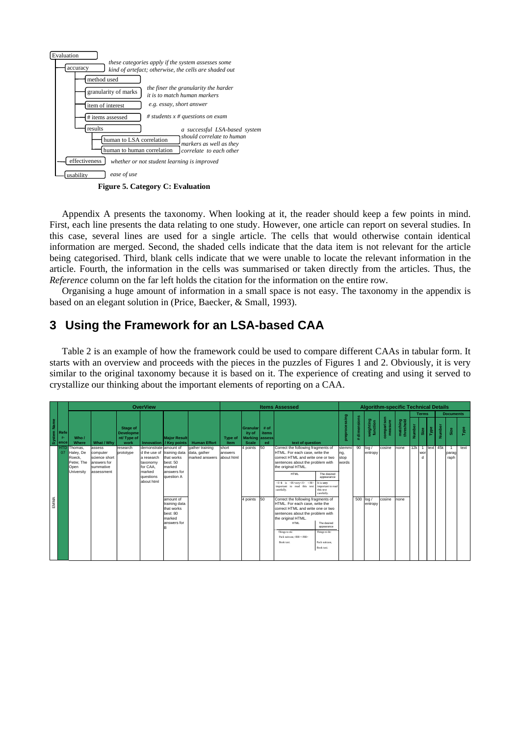Evaluation

- accuracy — *these categories apply if the system assesses some kind of artefact; otherwise, the cells are shaded out*
  - method used
  - granularity of marks — *the finer the granularity the harder it is to match human markers*
  - item of interest — *e.g. essay, short answer*
  - # items assessed — *# students x # questions on exam*
  - results — *a successful LSA-based system should correlate to human markers as well as they correlate to each other*
    - human to LSA correlation
    - human to human correlation
- effectiveness — *whether or not student learning is improved*
- usability — *ease of use*

**Figure 5. Category C: Evaluation**

Appendix A presents the taxonomy. When looking at it, the reader should keep a few points in mind. First, each line presents the data relating to one study. However, one article can report on several studies. In this case, several lines are used for a single article. The cells that would otherwise contain identical information are merged. Second, the shaded cells indicate that the data item is not relevant for the article being categorised. Third, blank cells indicate that we were unable to locate the relevant information in the article. Fourth, the information in the cells was summarised or taken directly from the articles. Thus, the *Reference* column on the far left holds the citation for the information on the entire row.

Organising a huge amount of information in a small space is not easy. The taxonomy in the appendix is based on an elegant solution in (Price, Baecker, & Small, 1993).

## 3 Using the Framework for an LSA-based CAA

Table 2 is an example of how the framework could be used to compare different CAAs in tabular form. It starts with an overview and proceeds with the pieces in the puzzles of Figures 1 and 2. Obviously, it is very similar to the original taxonomy because it is based on it. The experience of creating and using it served to crystallize our thinking about the important elements of reporting on a CAA.

| System Name | Reference | OverView | | | | | | Items Assessed | | | | Algorithm-specific Technical Details | | | | | | | | | | |
|---|---|---|---|---|---|---|---|---|---|---|---|---|---|---|---|---|---|---|---|---|---|---|
| | | | | | | | | | | | | | | | | | Terms | | | Documents | | |
| | | Who / Where | What / Why | Stage of Development/ Type of work | Innovation | Major Result / Key points | Human Effort | Type of Item | Granularity of Marking Scale | # of items assessed | text of question | preprocessing | # dimensions | weighting function | comparison measure | matching threshold | Number | Size | Type | Number | Size | Type |
| EMMA | HTD 07 | Thomas, Haley, De Roeck, Petre; The Open University | assess computer science short answers for summative assessment | research prototype | demonstrated the use of a research taxonomy for CAA, marked questions about html | amount of training data that works best: 50 marked answers for question A | gather training data, gather marked answers | short answers about html | 4 points | 50 | Correct the following fragments of HTML. For each case, write the correct HTML and write one or two sentences about the problem with the original HTML. [HTML: `<I>It is <B>very</I> </B> important to read this text carefully.` / The desired appearance: It is *very* important to read this text carefully.] | stemming, stop words | 90 | log / entropy | cosine | none | 12k | 1 word | text | 45k | 1 paragraph | text |
| | | | | | | amount of training data that works best: 80 marked answers for B | | | 4 points | 50 | Correct the following fragments of HTML. For each case, write the correct HTML and write one or two sentences about the problem with the original HTML. [HTML: `Things to do: Pack suitcase,<BR></BR> Book taxi.` / The desired appearance: Things to do: Pack suitcase, Book taxi.] | | 500 | log / entropy | cosine | none | | | | | | |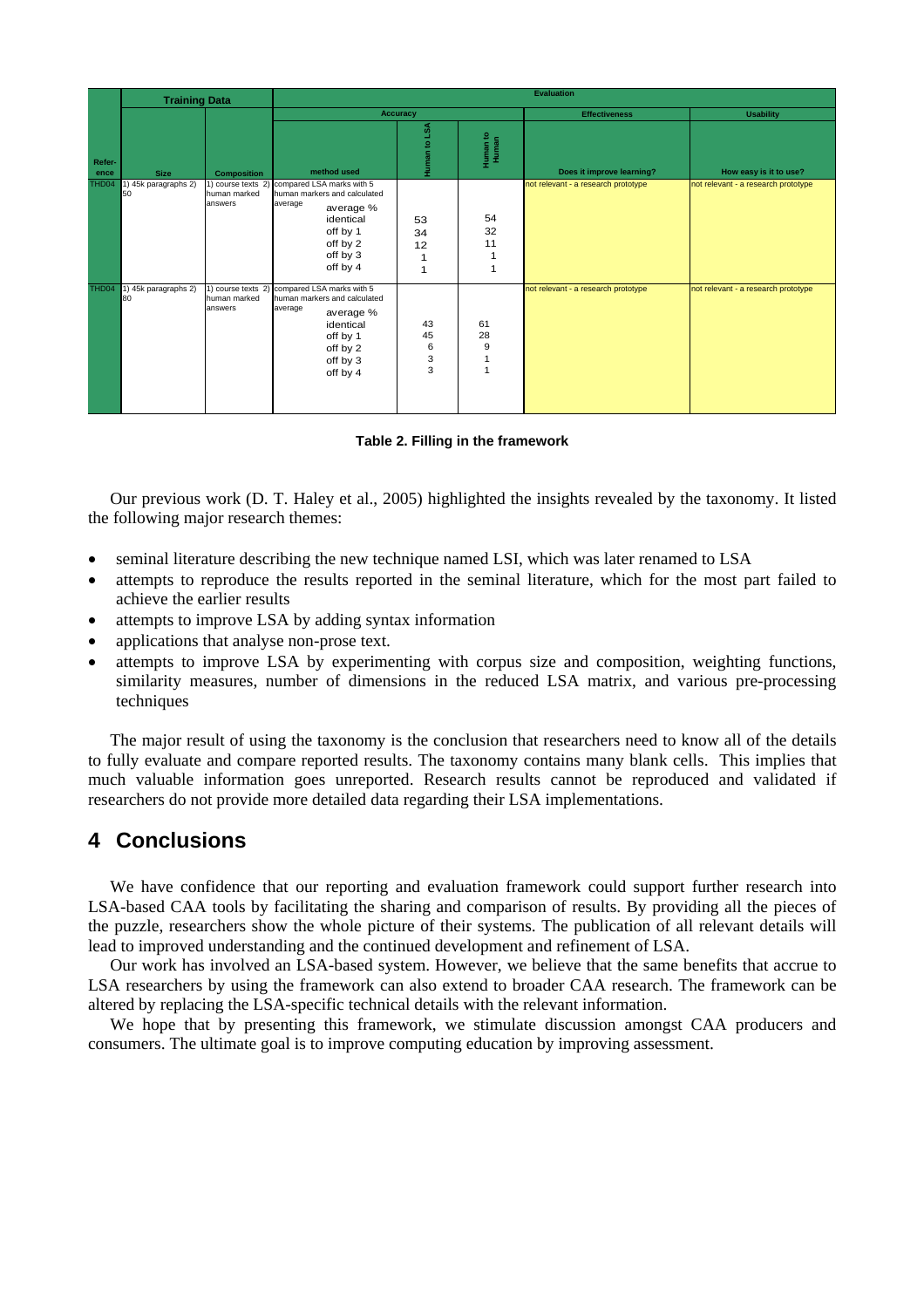| Reference | Training Data | | Evaluation | | | | |
|---|---|---|---|---|---|---|---|
| | | | Accuracy | | | Effectiveness | Usability |
| | Size | Composition | method used | Human to LSA | Human to Human | Does it improve learning? | How easy is it to use? |
| THD04 | 1) 45k paragraphs 2) 50 | 1) course texts 2) human marked answers | compared LSA marks with 5 human markers and calculated average<br>average %<br>identical<br>off by 1<br>off by 2<br>off by 3<br>off by 4 | <br><br>53<br>34<br>12<br>1<br>1 | <br><br>54<br>32<br>11<br>1<br>1 | not relevant - a research prototype | not relevant - a research prototype |
| THD04 | 1) 45k paragraphs 2) 80 | 1) course texts 2) human marked answers | compared LSA marks with 5 human markers and calculated average<br>average %<br>identical<br>off by 1<br>off by 2<br>off by 3<br>off by 4 | <br><br>43<br>45<br>6<br>3<br>3 | <br><br>61<br>28<br>9<br>1<br>1 | not relevant - a research prototype | not relevant - a research prototype |

**Table 2. Filling in the framework**

Our previous work (D. T. Haley et al., 2005) highlighted the insights revealed by the taxonomy. It listed the following major research themes:

- seminal literature describing the new technique named LSI, which was later renamed to LSA
- attempts to reproduce the results reported in the seminal literature, which for the most part failed to achieve the earlier results
- attempts to improve LSA by adding syntax information
- applications that analyse non-prose text.
- attempts to improve LSA by experimenting with corpus size and composition, weighting functions, similarity measures, number of dimensions in the reduced LSA matrix, and various pre-processing techniques

The major result of using the taxonomy is the conclusion that researchers need to know all of the details to fully evaluate and compare reported results. The taxonomy contains many blank cells. This implies that much valuable information goes unreported. Research results cannot be reproduced and validated if researchers do not provide more detailed data regarding their LSA implementations.

## 4 Conclusions

We have confidence that our reporting and evaluation framework could support further research into LSA-based CAA tools by facilitating the sharing and comparison of results. By providing all the pieces of the puzzle, researchers show the whole picture of their systems. The publication of all relevant details will lead to improved understanding and the continued development and refinement of LSA.

Our work has involved an LSA-based system. However, we believe that the same benefits that accrue to LSA researchers by using the framework can also extend to broader CAA research. The framework can be altered by replacing the LSA-specific technical details with the relevant information.

We hope that by presenting this framework, we stimulate discussion amongst CAA producers and consumers. The ultimate goal is to improve computing education by improving assessment.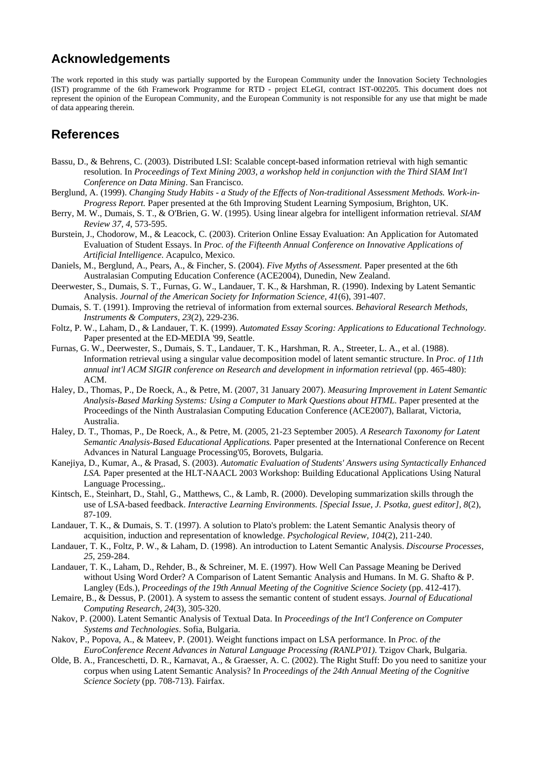## Acknowledgements

The work reported in this study was partially supported by the European Community under the Innovation Society Technologies (IST) programme of the 6th Framework Programme for RTD - project ELeGI, contract IST-002205. This document does not represent the opinion of the European Community, and the European Community is not responsible for any use that might be made of data appearing therein.

## References

Bassu, D., & Behrens, C. (2003). Distributed LSI: Scalable concept-based information retrieval with high semantic resolution. In *Proceedings of Text Mining 2003, a workshop held in conjunction with the Third SIAM Int'l Conference on Data Mining*. San Francisco.

Berglund, A. (1999). *Changing Study Habits - a Study of the Effects of Non-traditional Assessment Methods. Work-in-Progress Report.* Paper presented at the 6th Improving Student Learning Symposium, Brighton, UK.

Berry, M. W., Dumais, S. T., & O'Brien, G. W. (1995). Using linear algebra for intelligent information retrieval. *SIAM Review 37, 4*, 573-595.

Burstein, J., Chodorow, M., & Leacock, C. (2003). Criterion Online Essay Evaluation: An Application for Automated Evaluation of Student Essays. In *Proc. of the Fifteenth Annual Conference on Innovative Applications of Artificial Intelligence*. Acapulco, Mexico.

Daniels, M., Berglund, A., Pears, A., & Fincher, S. (2004). *Five Myths of Assessment.* Paper presented at the 6th Australasian Computing Education Conference (ACE2004), Dunedin, New Zealand.

Deerwester, S., Dumais, S. T., Furnas, G. W., Landauer, T. K., & Harshman, R. (1990). Indexing by Latent Semantic Analysis. *Journal of the American Society for Information Science, 41*(6), 391-407.

Dumais, S. T. (1991). Improving the retrieval of information from external sources. *Behavioral Research Methods, Instruments & Computers, 23*(2), 229-236.

Foltz, P. W., Laham, D., & Landauer, T. K. (1999). *Automated Essay Scoring: Applications to Educational Technology.* Paper presented at the ED-MEDIA '99, Seattle.

Furnas, G. W., Deerwester, S., Dumais, S. T., Landauer, T. K., Harshman, R. A., Streeter, L. A., et al. (1988). Information retrieval using a singular value decomposition model of latent semantic structure. In *Proc. of 11th annual int'l ACM SIGIR conference on Research and development in information retrieval* (pp. 465-480): ACM.

Haley, D., Thomas, P., De Roeck, A., & Petre, M. (2007, 31 January 2007). *Measuring Improvement in Latent Semantic Analysis-Based Marking Systems: Using a Computer to Mark Questions about HTML.* Paper presented at the Proceedings of the Ninth Australasian Computing Education Conference (ACE2007), Ballarat, Victoria, Australia.

Haley, D. T., Thomas, P., De Roeck, A., & Petre, M. (2005, 21-23 September 2005). *A Research Taxonomy for Latent Semantic Analysis-Based Educational Applications.* Paper presented at the International Conference on Recent Advances in Natural Language Processing'05, Borovets, Bulgaria.

Kanejiya, D., Kumar, A., & Prasad, S. (2003). *Automatic Evaluation of Students' Answers using Syntactically Enhanced LSA.* Paper presented at the HLT-NAACL 2003 Workshop: Building Educational Applications Using Natural Language Processing,.

Kintsch, E., Steinhart, D., Stahl, G., Matthews, C., & Lamb, R. (2000). Developing summarization skills through the use of LSA-based feedback. *Interactive Learning Environments. [Special Issue, J. Psotka, guest editor], 8*(2), 87-109.

Landauer, T. K., & Dumais, S. T. (1997). A solution to Plato's problem: the Latent Semantic Analysis theory of acquisition, induction and representation of knowledge. *Psychological Review, 104*(2), 211-240.

Landauer, T. K., Foltz, P. W., & Laham, D. (1998). An introduction to Latent Semantic Analysis. *Discourse Processes, 25*, 259-284.

Landauer, T. K., Laham, D., Rehder, B., & Schreiner, M. E. (1997). How Well Can Passage Meaning be Derived without Using Word Order? A Comparison of Latent Semantic Analysis and Humans. In M. G. Shafto & P. Langley (Eds.), *Proceedings of the 19th Annual Meeting of the Cognitive Science Society* (pp. 412-417).

Lemaire, B., & Dessus, P. (2001). A system to assess the semantic content of student essays. *Journal of Educational Computing Research, 24*(3), 305-320.

Nakov, P. (2000). Latent Semantic Analysis of Textual Data. In *Proceedings of the Int'l Conference on Computer Systems and Technologies*. Sofia, Bulgaria.

Nakov, P., Popova, A., & Mateev, P. (2001). Weight functions impact on LSA performance. In *Proc. of the EuroConference Recent Advances in Natural Language Processing (RANLP'01)*. Tzigov Chark, Bulgaria.

Olde, B. A., Franceschetti, D. R., Karnavat, A., & Graesser, A. C. (2002). The Right Stuff: Do you need to sanitize your corpus when using Latent Semantic Analysis? In *Proceedings of the 24th Annual Meeting of the Cognitive Science Society* (pp. 708-713). Fairfax.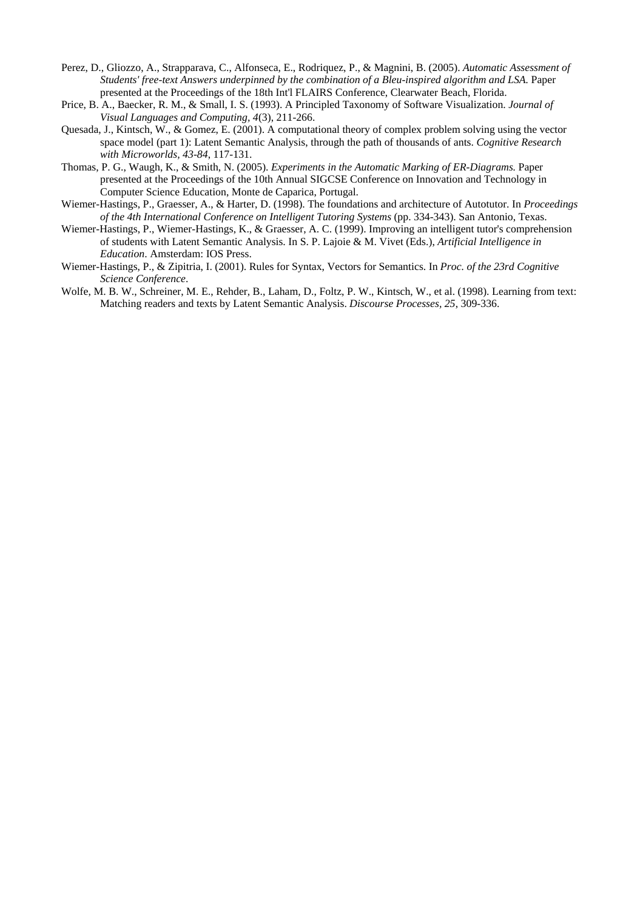Perez, D., Gliozzo, A., Strapparava, C., Alfonseca, E., Rodriquez, P., & Magnini, B. (2005). *Automatic Assessment of Students' free-text Answers underpinned by the combination of a Bleu-inspired algorithm and LSA.* Paper presented at the Proceedings of the 18th Int'l FLAIRS Conference, Clearwater Beach, Florida.

Price, B. A., Baecker, R. M., & Small, I. S. (1993). A Principled Taxonomy of Software Visualization. *Journal of Visual Languages and Computing, 4*(3), 211-266.

Quesada, J., Kintsch, W., & Gomez, E. (2001). A computational theory of complex problem solving using the vector space model (part 1): Latent Semantic Analysis, through the path of thousands of ants. *Cognitive Research with Microworlds, 43-84*, 117-131.

Thomas, P. G., Waugh, K., & Smith, N. (2005). *Experiments in the Automatic Marking of ER-Diagrams.* Paper presented at the Proceedings of the 10th Annual SIGCSE Conference on Innovation and Technology in Computer Science Education, Monte de Caparica, Portugal.

Wiemer-Hastings, P., Graesser, A., & Harter, D. (1998). The foundations and architecture of Autotutor. In *Proceedings of the 4th International Conference on Intelligent Tutoring Systems* (pp. 334-343). San Antonio, Texas.

Wiemer-Hastings, P., Wiemer-Hastings, K., & Graesser, A. C. (1999). Improving an intelligent tutor's comprehension of students with Latent Semantic Analysis. In S. P. Lajoie & M. Vivet (Eds.), *Artificial Intelligence in Education*. Amsterdam: IOS Press.

Wiemer-Hastings, P., & Zipitria, I. (2001). Rules for Syntax, Vectors for Semantics. In *Proc. of the 23rd Cognitive Science Conference*.

Wolfe, M. B. W., Schreiner, M. E., Rehder, B., Laham, D., Foltz, P. W., Kintsch, W., et al. (1998). Learning from text: Matching readers and texts by Latent Semantic Analysis. *Discourse Processes, 25*, 309-336.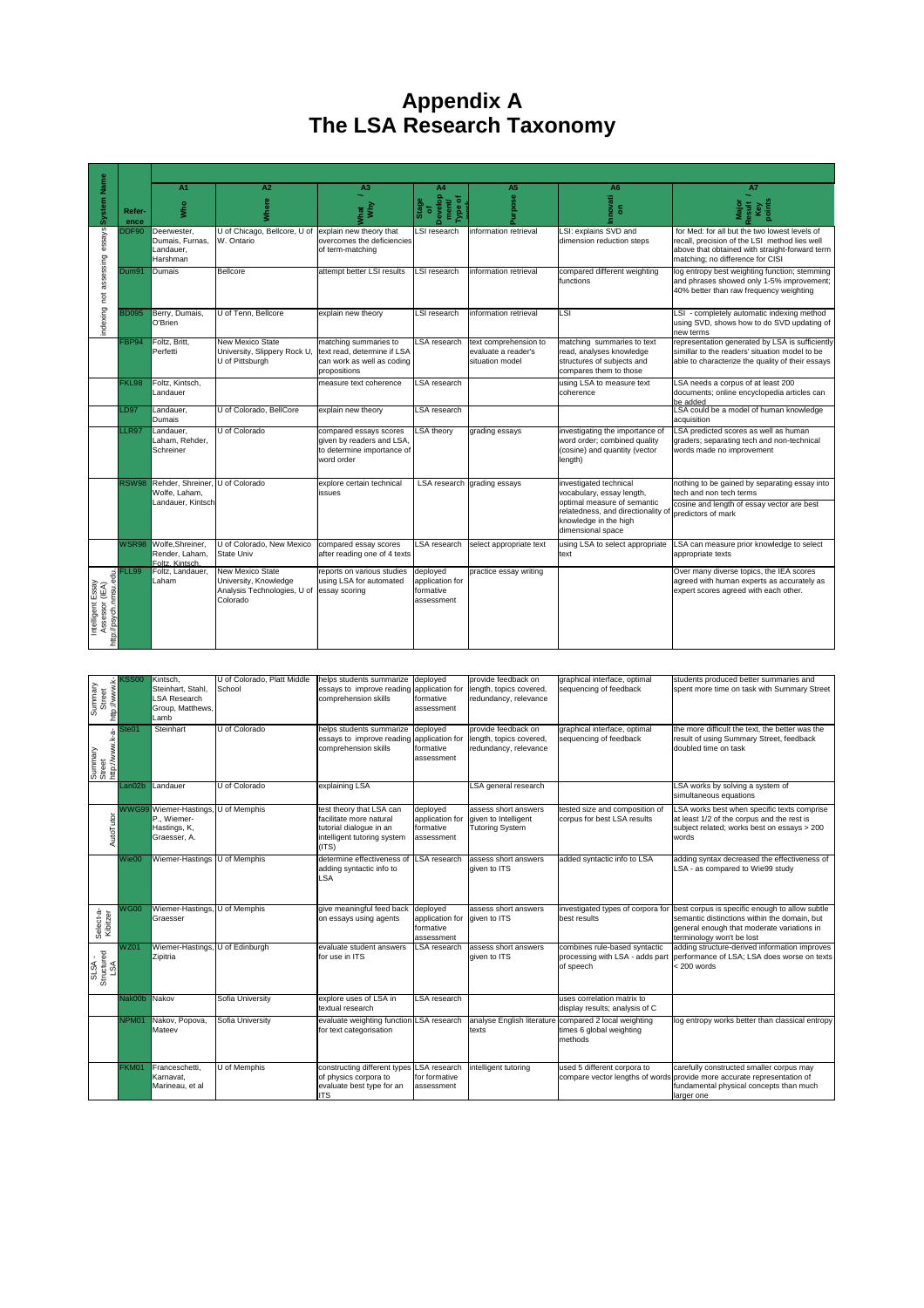# Appendix A
# The LSA Research Taxonomy

| System Name | Reference | A1 Who | A2 Where | A3 What / Why | A4 Stage of Development/ Type of work | A5 Purpose | A6 Innovation | A7 Major Result / Key points |
|---|---|---|---|---|---|---|---|---|
| indexing not assessing essays | DDF90 | Deerwester, Dumais, Furnas, Landauer, Harshman | U of Chicago, Bellcore, U of W. Ontario | explain new theory that overcomes the deficiencies of term-matching | LSI research | information retrieval | LSI: explains SVD and dimension reduction steps | for Med: for all but the two lowest levels of recall, precision of the LSI method lies well above that obtained with straight-forward term matching; no difference for CISI |
| | Dum91 | Dumais | Bellcore | attempt better LSI results | LSI research | information retrieval | compared different weighting functions | log entropy best weighting function; stemming and phrases showed only 1-5% improvement; 40% better than raw frequency weighting |
| | BD095 | Berry, Dumais, O'Brien | U of Tenn, Bellcore | explain new theory | LSI research | information retrieval | LSI | LSI - completely automatic indexing method using SVD, shows how to do SVD updating of new terms |
| | FBP94 | Foltz, Britt, Perfetti | New Mexico State University, Slippery Rock U, U of Pittsburgh | matching summaries to text read, determine if LSA can work as well as coding propositions | LSA research | text comprehension to evaluate a reader's situation model | matching summaries to text read, analyses knowledge structures of subjects and compares them to those | representation generated by LSA is sufficiently simillar to the readers' situation model to be able to characterize the quality of their essays |
| | FKL98 | Foltz, Kintsch, Landauer | | measure text coherence | LSA research | | using LSA to measure text coherence | LSA needs a corpus of at least 200 documents; online encyclopedia articles can be added |
| | LD97 | Landauer, Dumais | U of Colorado, BellCore | explain new theory | LSA research | | | LSA could be a model of human knowledge acquisition |
| | LLR97 | Landauer, Laham, Rehder, Schreiner | U of Colorado | compared essays scores given by readers and LSA, to determine importance of word order | LSA theory | grading essays | investigating the importance of word order; combined quality (cosine) and quantity (vector length) | LSA predicted scores as well as human graders; separating tech and non-technical words made no improvement |
| | RSW98 | Rehder, Shreiner, Wolfe, Laham, Landauer, Kintsch | U of Colorado | explore certain technical issues | LSA research | grading essays | investigated technical vocabulary, essay length, optimal measure of semantic relatedness, and directionality of knowledge in the high dimensional space | nothing to be gained by separating essay into tech and non tech terms; cosine and length of essay vector are best predictors of mark |
| | WSR98 | Wolfe,Shreiner, Render, Laham, Foltz, Kintsch | U of Colorado, New Mexico State Univ | compared essay scores after reading one of 4 texts | LSA research | select appropriate text | using LSA to select appropriate text | LSA can measure prior knowledge to select appropriate texts |
| Intelligent Essay Assessor (IEA) http://psych.nmsu.edu | FLL99 | Foltz, Landauer, Laham | New Mexico State University, Knowledge Analysis Technologies, U of Colorado | reports on various studies using LSA for automated essay scoring | deployed application for formative assessment | practice essay writing | | Over many diverse topics, the IEA scores agreed with human experts as accurately as expert scores agreed with each other. |
| Summary Street http://www.k- | KSS00 | Kintsch, Steinhart, Stahl, LSA Research Group, Matthews, Lamb | U of Colorado, Platt Middle School | helps students summarize essays to improve reading comprehension skills | deployed application for formative assessment | provide feedback on length, topics covered, redundancy, relevance | graphical interface, optimal sequencing of feedback | students produced better summaries and spent more time on task with Summary Street |
| Summary Street http://www.k-a- | Ste01 | Steinhart | U of Colorado | helps students summarize essays to improve reading comprehension skills | deployed application for formative assessment | provide feedback on length, topics covered, redundancy, relevance | graphical interface, optimal sequencing of feedback | the more difficult the text, the better was the result of using Summary Street, feedback doubled time on task |
| | Lan02b | Landauer | U of Colorado | explaining LSA | | LSA general research | | LSA works by solving a system of simultaneous equations |
| AutoTutor | WWG99 | Wiemer-Hastings, P., Wiemer-Hastings, K, Graesser, A. | U of Memphis | test theory that LSA can facilitate more natural tutorial dialogue in an intelligent tutoring system (ITS) | deployed application for formative assessment | assess short answers given to Intelligent Tutoring System | tested size and composition of corpus for best LSA results | LSA works best when specific texts comprise at least 1/2 of the corpus and the rest is subject related; works best on essays > 200 words |
| | Wie00 | Wiemer-Hastings | U of Memphis | determine effectiveness of adding syntactic info to LSA | LSA research | assess short answers given to ITS | added syntactic info to LSA | adding syntax decreased the effectiveness of LSA - as compared to Wie99 study |
| Select-a-Kibitzer | WG00 | Wiemer-Hastings, Graesser | U of Memphis | give meaningful feed back on essays using agents | deployed application for formative assessment | assess short answers given to ITS | investigated types of corpora for best results | best corpus is specific enough to allow subtle semantic distinctions within the domain, but general enough that moderate variations in terminology won't be lost |
| SLSA - Structured LSA | WZ01 | Wiemer-Hastings, Zipitria | U of Edinburgh | evaluate student answers for use in ITS | LSA research | assess short answers given to ITS | combines rule-based syntactic processing with LSA - adds part of speech | adding structure-derived information improves performance of LSA; LSA does worse on texts < 200 words |
| | Nak00b | Nakov | Sofia University | explore uses of LSA in textual research | LSA research | | uses correlation matrix to display results; analysis of C | |
| | NPM01 | Nakov, Popova, Mateev | Sofia University | evaluate weighting function for text categorisation | LSA research | analyse English literature texts | compared 2 local weighting times 6 global weighting methods | log entropy works better than classical entropy |
| | FKM01 | Franceschetti, Karnavat, Marineau, et al | U of Memphis | constructing different types of physics corpora to evaluate best type for an ITS | LSA research for formative assessment | intelligent tutoring | used 5 different corpora to compare vector lengths of words | carefully constructed smaller corpus may provide more accurate representation of fundamental physical concepts than much larger one |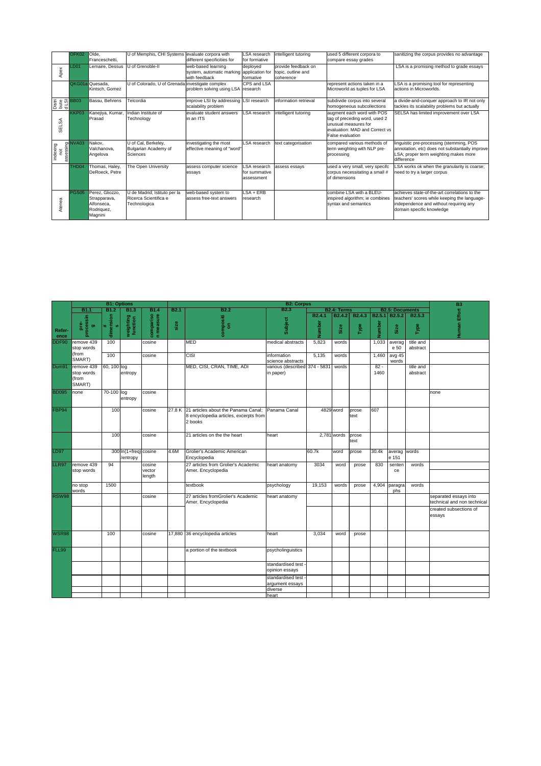| | | | | | | | | |
|---|---|---|---|---|---|---|---|---|
| | OFK02 | Olde, Franceschetti, | U of Memphis, CHI Systems | evaluate corpora with different specificities for | LSA research for formative | intelligent tutoring | used 5 different corpora to compare essay grades | sanitizing the corpus provides no advantage |
| Apex | LD01 | Lemaire, Dessus | U of Grenoble-II | web-based learning system, automatic marking with feedback | deployed application for formative | provide feedback on topic, outline and coherence | | LSA is a promising method to grade essays |
| | QKG01a | Quesada, Kintsch, Gomez | U of Colorado, U of Grenada | investigate complex problem solving using LSA | CPS and LSA research | | represent actions taken in a Microworld as tuples for LSA | LSA is a promising tool for representing actions in Microworlds. |
| Distributed LSI | BB03 | Bassu, Behrens | Telcordia | improve LSI by addressing scalability problem | LSI research | information retrieval | subdivide corpus into several homogeneous subcollections | a divide-and-conquer approach to IR not only tackles its scalability problems but actually |
| SELSA | KKP03 | Kanejiya, Kumar, Prasad | Indian Institute of Technology | evaluate student answers in an ITS | LSA research | intelligent tutoring | augment each word with POS tag of preceding word, used 2 unusual measures for evaluation: MAD and Correct vs False evaluation | SELSA has limited improvement over LSA |
| indexing not assessing | NVA03 | Nakov, Valchanova, Angelova | U of Cal, Berkeley, Bulgarian Academy of Sciences | investigating the most effective meaning of "word" | LSA research | text categorisation | compared various methods of term weighting with NLP pre-processing | linguistic pre-processing (stemming, POS annotation, etc) does not substantially improve LSA; proper term weighting makes more difference |
| | THD04 | Thomas, Haley, DeRoeck, Petre | The Open University | assess computer science essays | LSA research for summative assessment | assess essays | used a very small, very specifc corpus necessitating a small # of dimensions | LSA works ok when the granularity is coarse; need to try a larger corpus |
| Atenea | PGS05 | Perez, Gliozzo, Strapparava, Alfonseca, Rodriquez, Magnini | U de Madrid; Istituto per la Ricerca Scientifica e Technologica | web-based system to assess free-text answers | LSA + ERB research | | combine LSA with a BLEU-inspired algorithm; ie combines syntax and semantics | achieves state-of-the-art correlations to the teachers' scores while keeping the language-independence and without requiring any domain specific knowledge |

| | B1: Options | | | | B2: Corpus | | | | | | | | | B3 |
|---|---|---|---|---|---|---|---|---|---|---|---|---|---|---|
| | B1.1 | B1.2 | B1.3 | B1.4 | B2.1 | B2.2 | B2.3 | B2.4: Terms | | | B2.5: Documents | | | |
| | | | | | | | | B2.4.1 | B2.4.2 | B2.4.3 | B2.5.1 | B2.5.2 | B2.5.3 | |
| Reference | pre-processing | # dimensions | weighting function | comparison measure | size | composition | Subject | Number | Size | Type | Number | Size | Type | Human Effort |
| DDF90 | remove 439 stop words | 100 | | cosine | | MED | medical abstracts | 5,823 | words | | 1,033 | average 50 | title and abstract | |
| | (from SMART) | 100 | | cosine | | CISI | information science abstracts | 5,135 | words | | 1,460 | avg 45 words | | |
| Dum91 | remove 439 stop words (from SMART) | 60, 100 | log entropy | | | MED, CISI, CRAN, TIME, ADI | various (described in paper) | 374 - 5831 | words | | 82 - 1460 | | title and abstract | |
| BD095 | none | 70-100 | log entropy | cosine | | | | | | | | | | none |
| FBP94 | | 100 | | cosine | 27.8 K | 21 articles about the Panama Canal; 8 encyclopedia articles, excerpts from 2 books | Panama Canal | 4829 | word | prose text | 607 | | | |
| | | 100 | | cosine | | 21 articles on the the heart | heart | 2,781 | words | prose text | | | | |
| LD97 | | 300 | ln(1+freq)/entropy | cosine | 4.6M | Grolier's Academic American Encyclopedia | | 60.7k | word | prose | 30.4k | average 151 | words | |
| LLR97 | remove 439 stop words | 94 | | cosine vector length | | 27 articles from Grolier's Academic Amer. Encyclopedia | heart anatomy | 3034 | word | prose | 830 | sentence | words | |
| | no stop words | 1500 | | | | textbook | psychology | 19,153 | words | prose | 4,904 | paragraphs | words | |
| RSW98 | | | | cosine | | 27 articles fromGrolier's Academic Amer. Encyclopedia | heart anatomy | | | | | | | separated essays into technical and non technical |
| | | | | | | | | | | | | | | created subsections of essays |
| WSR98 | | 100 | | cosine | 17,880 | 36 encyclopedia articles | heart | 3,034 | word | prose | | | | |
| FLL99 | | | | | | a portion of the textbook | psycholinguistics | | | | | | | |
| | | | | | | | standardised test - opinion essays | | | | | | | |
| | | | | | | | standardised test - argument essays | | | | | | | |
| | | | | | | | diverse | | | | | | | |
| | | | | | | | heart | | | | | | | |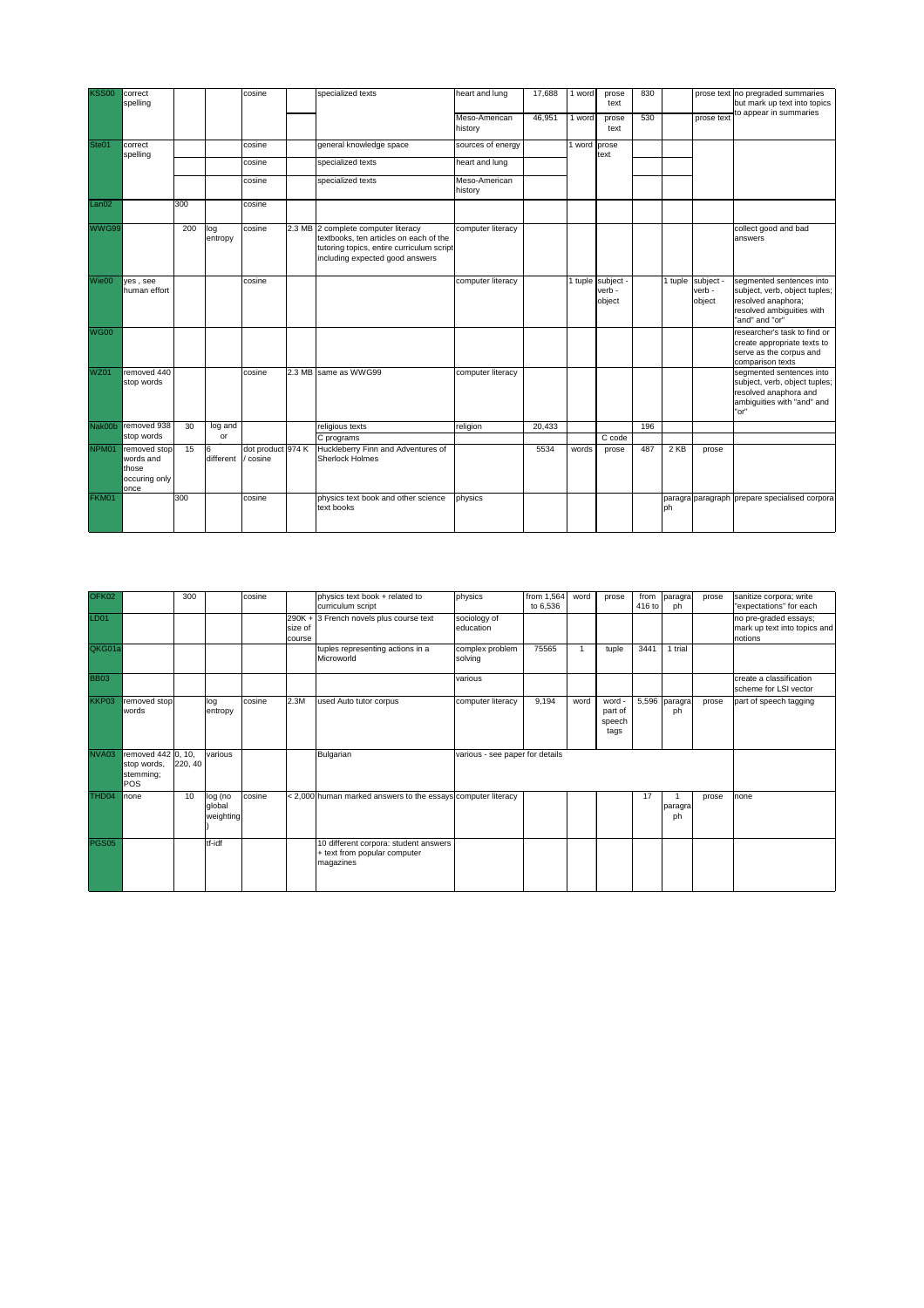| | | | | | | | | | | | | | | |
|---|---|---|---|---|---|---|---|---|---|---|---|---|---|---|
| KSS00 | correct spelling | | | cosine | | specialized texts | heart and lung | 17,688 | 1 word | prose text | 830 | | prose text | no pregraded summaries but mark up text into topics to appear in summaries |
| | | | | | | | Meso-American history | 46,951 | 1 word | prose text | 530 | | prose text | |
| Ste01 | correct spelling | | | cosine | | general knowledge space | sources of energy | | 1 word | prose text | | | | |
| | | | | cosine | | specialized texts | heart and lung | | | | | | | |
| | | | | cosine | | specialized texts | Meso-American history | | | | | | | |
| Lan02 | | 300 | | cosine | | | | | | | | | | |
| WWG99 | | 200 | log entropy | cosine | 2.3 MB | 2 complete computer literacy textbooks, ten articles on each of the tutoring topics, entire curriculum script including expected good answers | computer literacy | | | | | | | collect good and bad answers |
| Wie00 | yes , see human effort | | | cosine | | | computer literacy | | 1 tuple | subject - verb - object | | 1 tuple | subject - verb - object | segmented sentences into subject, verb, object tuples; resolved anaphora; resolved ambiguities with "and" and "or" |
| WG00 | | | | | | | | | | | | | | researcher's task to find or create appropriate texts to serve as the corpus and comparison texts |
| WZ01 | removed 440 stop words | | | cosine | 2.3 MB | same as WWG99 | computer literacy | | | | | | | segmented sentences into subject, verb, object tuples; resolved anaphora and ambiguities with "and" and "or" |
| Nak00b | removed 938 stop words | 30 | log and or | | | religious texts | religion | 20,433 | | | 196 | | | |
| | | | | | | C programs | | | | C code | | | | |
| NPM01 | removed stop words and those occuring only once | 15 | 6 different | dot product / cosine | 974 K | Huckleberry Finn and Adventures of Sherlock Holmes | | 5534 | words | prose | 487 | 2 KB | prose | |
| FKM01 | | 300 | | cosine | | physics text book and other science text books | physics | | | | | paragraph | paragraph | prepare specialised corpora |

| | | | | | | | | | | | | | | |
|---|---|---|---|---|---|---|---|---|---|---|---|---|---|---|
| OFK02 | | 300 | | cosine | | physics text book + related to curriculum script | physics | from 1,564 to 6,536 | word | prose | from 416 to | paragraph | prose | sanitize corpora; write "expectations" for each |
| LD01 | | | | | 290K + size of course | 3 French novels plus course text | sociology of education | | | | | | | no pre-graded essays; mark up text into topics and notions |
| QKG01a | | | | | | tuples representing actions in a Microworld | complex problem solving | 75565 | 1 | tuple | 3441 | 1 trial | | |
| BB03 | | | | | | | various | | | | | | | create a classification scheme for LSI vector |
| KKP03 | removed stop words | | log entropy | cosine | 2.3M | used Auto tutor corpus | computer literacy | 9,194 | word | word - part of speech tags | 5,596 | paragraph | prose | part of speech tagging |
| NVA03 | removed 442 stop words, stemming; POS | 0, 10, 220, 40 | various | | | Bulgarian | various - see paper for details | | | | | | | |
| THD04 | none | 10 | log (no global weighting) | cosine | < 2,000 | human marked answers to the essays | computer literacy | | | | 17 | 1 paragraph | prose | none |
| PGS05 | | | tf-idf | | | 10 different corpora: student answers + text from popular computer magazines | | | | | | | | |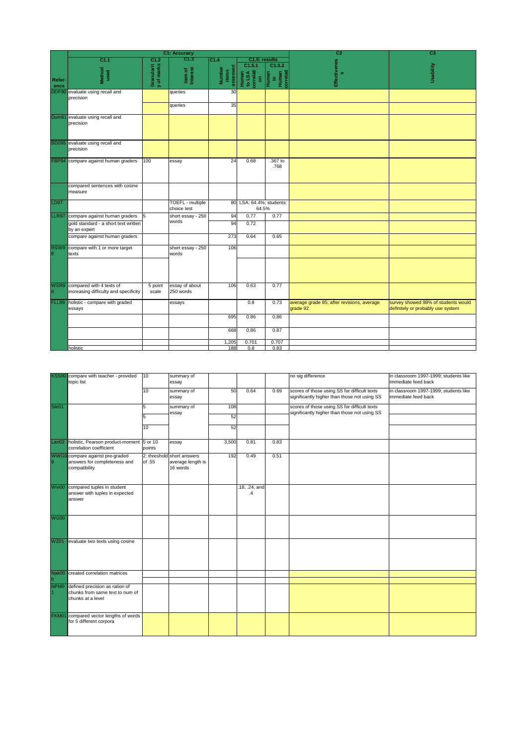| Reference | C1: Accuracy | | | | | | C2 | C3 |
|---|---|---|---|---|---|---|---|---|
| | C1.1 | C1.2 | C1.3 | C1.4 | C1.5: results | | | |
| | Method used | Granularity of marks | Item of Interest | Number items assessed | C1.5.1 Human to LSA correlation | C1.5.2 Human to Human correlation | Effectiveness | Usability |
| DDF90 | evaluate using recall and precision | | queries | 30 | | | | |
| | | | queries | 35 | | | | |
| Dum91 | evaluate using recall and precision | | | | | | | |
| BD095 | evaluate using recall and precision | | | | | | | |
| FBP94 | compare against human graders | 100 | essay | 24 | 0.68 | .367 to .768 | | |
| | compared sentences with cosine measure | | | | | | | |
| LD97 | | | TOEFL - multiple choice test | 80 | LSA: 64.4%; students: 64.5% | | | |
| LLR97 | compare against human graders | 5 | short essay - 250 words | 94 | 0.77 | 0.77 | | |
| | gold standard - a short text written by an expert | | | 94 | 0.72 | | | |
| | compare against human graders | | | 273 | 0.64 | 0.65 | | |
| RSW98 | compare with 1 or more target texts | | short essay - 250 words | 106 | | | | |
| | | | | | | | | |
| WSR98 | compared with 4 texts of increasing difficulty and specificity | 5 point scale | essay of about 250 words | 106 | 0.63 | 0.77 | | |
| FLL99 | holistic - compare with graded essays | | essays | | 0.8 | 0.73 | average grade 85; after revisions, average grade 92 | survey showed 98% of students would definitely or probably use system |
| | | | | 695 | 0.86 | 0.86 | | |
| | | | | 668 | 0.86 | 0.87 | | |
| | | | | 1,205 | 0.701 | 0.707 | | |
| | holistic | | | 188 | 0.8 | 0.83 | | |
| KSS00 | compare with teacher - provided topic list | 10 | summary of essay | | | | no sig difference | in classroom 1997-1999; students like immediate feed back |
| | | 10 | summary of essay | 50 | 0.64 | 0.69 | scores of those using SS for difficult texts significantly higher than those not using SS | in classroom 1997-1999; students like immediate feed back |
| Ste01 | | 5 | summary of essay | 108 | | | scores of those using SS for difficult texts significantly higher than those not using SS | |
| | | 5 | | 52 | | | | |
| | | 10 | | 52 | | | | |
| Lan02 | holistic, Pearson product-moment correlation coefficient | 5 or 10 points | essay | 3,500 | 0.81 | 0.83 | | |
| WWG99 | compare against pre-graded answers for completeness and compatibility | 2: threshold of .55 | short answers average length is 16 words | 192 | 0.49 | 0.51 | | |
| Wie00 | compared tuples in student answer with tuples in expected answer | | | | .18, .24, and .4 | | | |
| WG00 | | | | | | | | |
| WZ01 | evaluate two texts using cosine | | | | | | | |
| Nak00b | created correlation matrices | | | | | | | |
| NPM01 | defined precision as ration of chunks from same text to num of chunks at a level | | | | | | | |
| FKM01 | compared vector lengths of words for 5 different corpora | | | | | | | |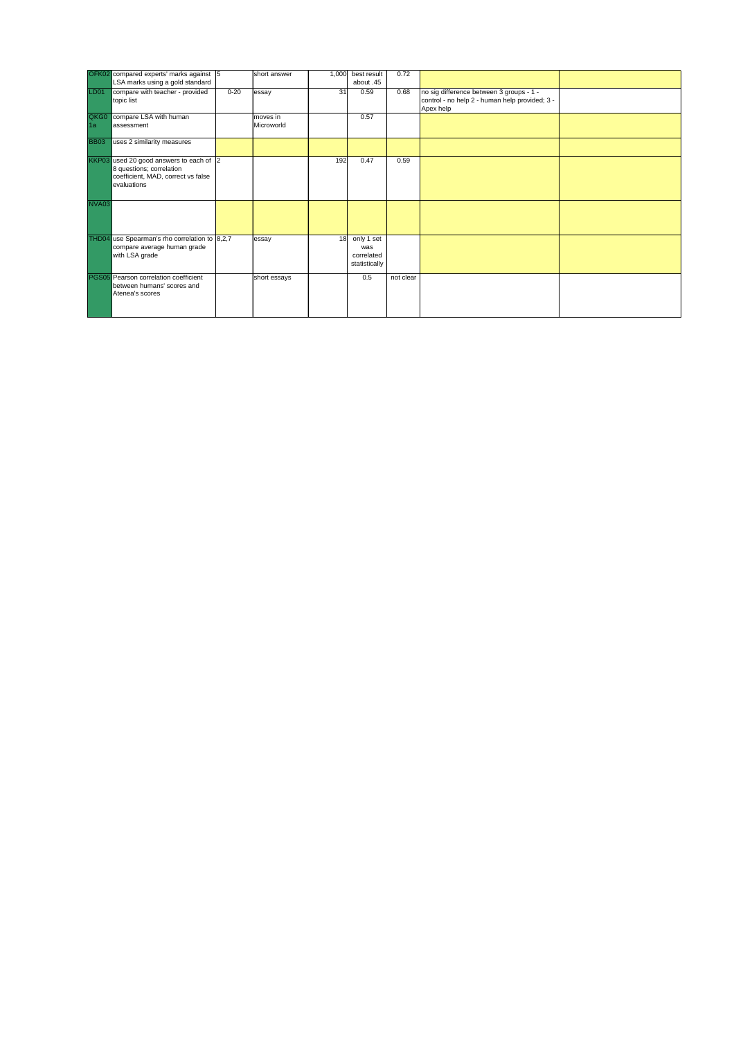| | | | | | | | | |
|---|---|---|---|---|---|---|---|---|
| OFK02 | compared experts' marks against LSA marks using a gold standard | 5 | short answer | 1,000 | best result about .45 | 0.72 | | |
| LD01 | compare with teacher - provided topic list | 0-20 | essay | 31 | 0.59 | 0.68 | no sig difference between 3 groups - 1 - control - no help 2 - human help provided; 3 - Apex help | |
| QKG01a | compare LSA with human assessment | | moves in Microworld | | 0.57 | | | |
| BB03 | uses 2 similarity measures | | | | | | | |
| KKP03 | used 20 good answers to each of 8 questions; correlation coefficient, MAD, correct vs false evaluations | 2 | | 192 | 0.47 | 0.59 | | |
| NVA03 | | | | | | | | |
| THD04 | use Spearman's rho correlation to compare average human grade with LSA grade | 8,2,7 | essay | 18 | only 1 set was correlated statistically | | | |
| PGS05 | Pearson correlation coefficient between humans' scores and Atenea's scores | | short essays | | 0.5 | not clear | | |